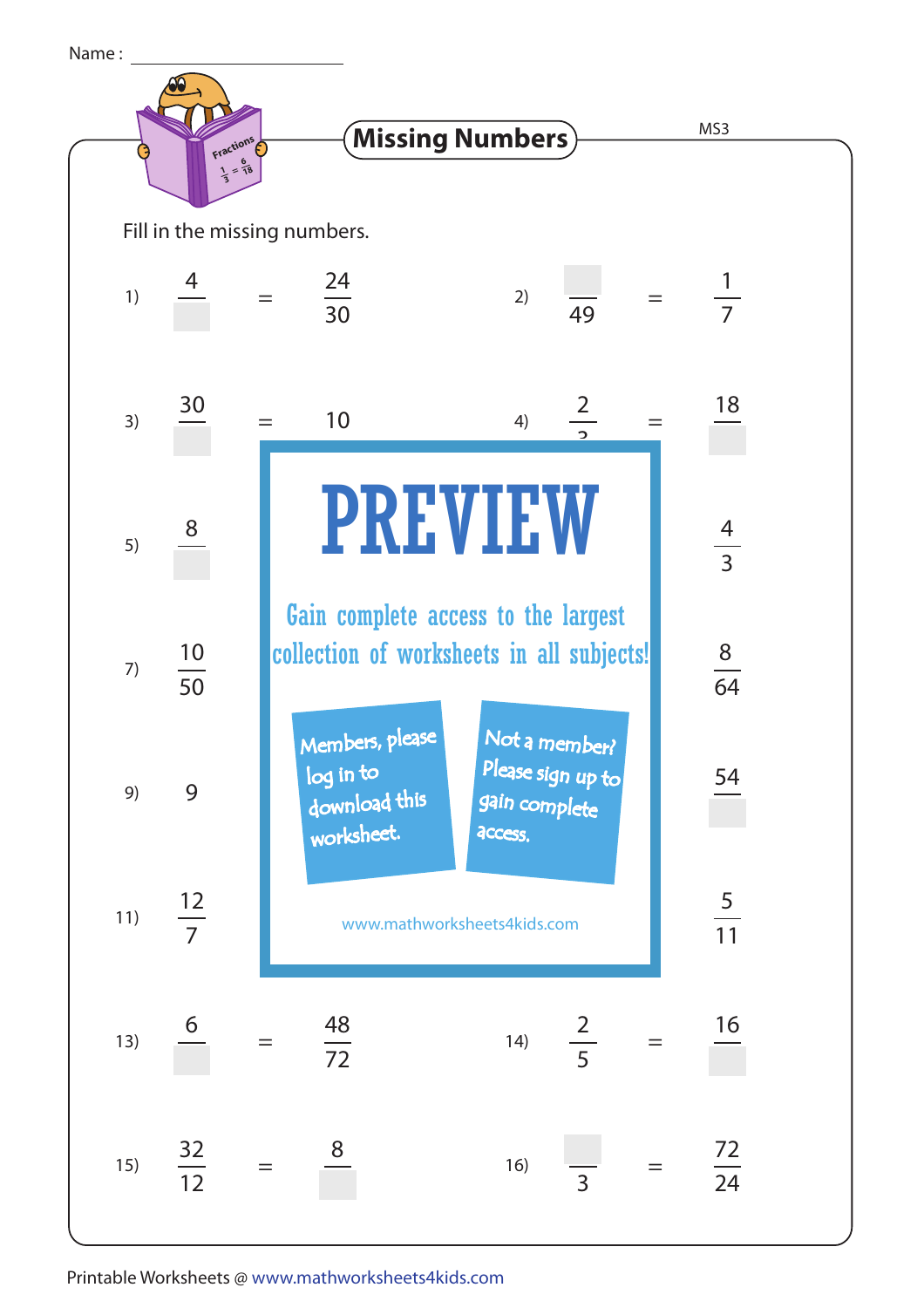Name : ____________________

# Missing Numbers

MS3

Fill in the missing numbers.

1) $\frac{4}{\square} = \frac{24}{30}$

2) $\frac{\square}{49} = \frac{1}{7}$

3) $\frac{30}{\square} = 10$

4) $\frac{2}{3} = \frac{18}{\square}$

5) $\frac{8}{\square}$ ... $\frac{4}{3}$

7) $\frac{10}{50}$ ... $\frac{8}{64}$

9) 9 ... $\frac{54}{\square}$

11) $\frac{12}{7}$ ... $\frac{5}{11}$

13) $\frac{6}{\square} = \frac{48}{72}$

14) $\frac{2}{5} = \frac{16}{\square}$

15) $\frac{32}{12} = \frac{8}{\square}$

16) $\frac{\square}{3} = \frac{72}{24}$

PREVIEW

Gain complete access to the largest collection of worksheets in all subjects!

Members, please log in to download this worksheet.

Not a member? Please sign up to gain complete access.

www.mathworksheets4kids.com

Printable Worksheets @ www.mathworksheets4kids.com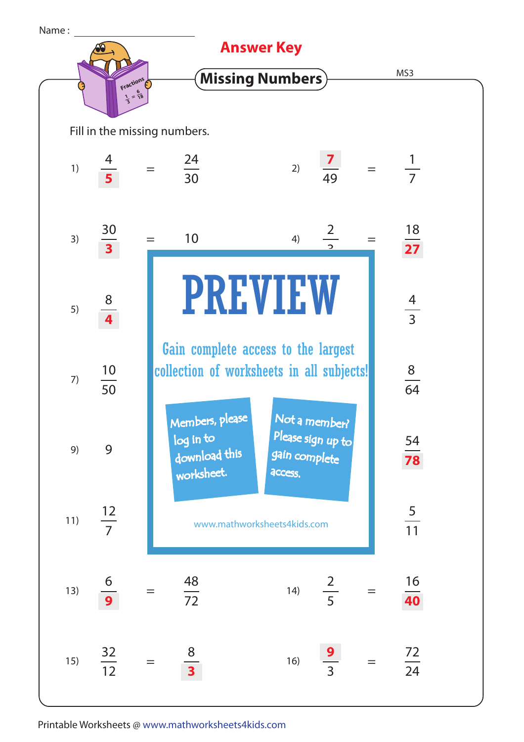Name : \_\_\_\_\_\_\_\_\_\_\_\_\_\_\_\_\_\_\_\_

**Answer Key**

## Missing Numbers

MS3

Fill in the missing numbers.

1) $\frac{4}{\mathbf{5}} = \frac{24}{30}$

2) $\frac{\mathbf{7}}{49} = \frac{1}{7}$

3) $\frac{30}{\mathbf{3}} = 10$

4) $\frac{2}{3} = \frac{18}{\mathbf{27}}$

5) $\frac{8}{\mathbf{4}}$ ... $\frac{4}{3}$

7) $\frac{10}{50}$ ... $\frac{8}{64}$

9) 9 ... $\frac{54}{\mathbf{78}}$

11) $\frac{12}{7}$ ... $\frac{5}{11}$

# PREVIEW

Gain complete access to the largest collection of worksheets in all subjects!

Members, please log in to download this worksheet.

Not a member? Please sign up to gain complete access.

www.mathworksheets4kids.com

13) $\frac{6}{\mathbf{9}} = \frac{48}{72}$

14) $\frac{2}{5} = \frac{16}{\mathbf{40}}$

15) $\frac{32}{12} = \frac{8}{\mathbf{3}}$

16) $\frac{\mathbf{9}}{3} = \frac{72}{24}$

Printable Worksheets @ www.mathworksheets4kids.com